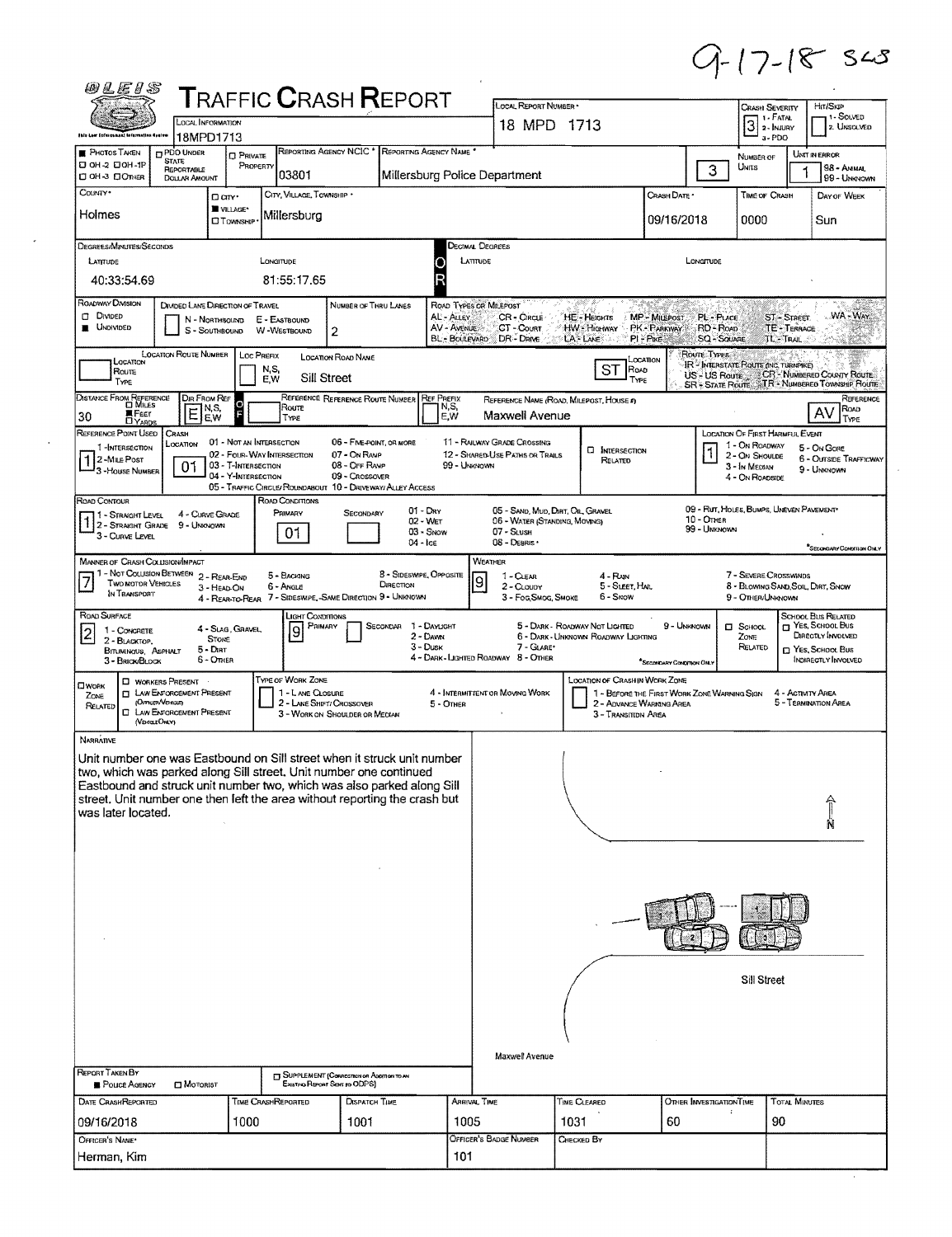9-17-18 SLS

# Traffic Crash Report

| Field | Value |
|---|---|
| Local Information | 18MPD1713 |
| Local Report Number | 18 MPD 1713 |
| Crash Severity | 3 (1 - Fatal, 2 - Injury, 3 - PDO) |
| Hit/Skip | 1 - Solved, 2 - Unsolved |
| Reporting Agency NCIC | 03801 |
| Reporting Agency Name | Millersburg Police Department |
| Number of Units | 3 |
| Unit in Error | 1 (98 - Animal, 99 - Unknown) |
| County | Holmes |
| City, Village, Township | Village: Millersburg |
| Crash Date | 09/16/2018 |
| Time of Crash | 0000 |
| Day of Week | Sun |

**Degrees/Minutes/Seconds**

| Latitude | Longitude |
|---|---|
| 40:33:54.69 | 81:55:17.65 |

| Field | Value |
|---|---|
| Roadway Division | Undivided |
| Number of Thru Lanes | 2 |
| Location Road Name | Sill Street |
| Location Road Type | ST |
| Distance From Reference | 30 Feet |
| Dir From Ref | E |
| Reference Name (Road, Milepost, House #) | Maxwell Avenue |
| Reference Road Type | AV |
| Reference Point Used | 1 - Intersection |
| Crash Location | 01 - Not an Intersection |
| Location of First Harmful Event | 1 - On Roadway |
| Road Contour | 1 - Straight Level |
| Road Conditions Primary | 01 - Dry |
| Manner of Crash Collision/Impact | 7 - Sideswipe, Same Direction |
| Weather | 9 - Other/Unknown |
| Road Surface | 2 - Blacktop, Bituminous, Asphalt |
| Light Conditions Primary | 9 - Unknown |

## Narrative

Unit number one was Eastbound on Sill street when it struck unit number two, which was parked along Sill Street. Unit number one continued Eastbound and struck unit number two, which was also parked along Sill street. Unit number one then left the area without reporting the crash but was later located.

Sill Street

Maxwell Avenue

N

| Field | Value |
|---|---|
| Report Taken By | Police Agency |
| Date Crash Reported | 09/16/2018 |
| Time Crash Reported | 1000 |
| Dispatch Time | 1001 |
| Arrival Time | 1005 |
| Time Cleared | 1031 |
| Other Investigation Time | 60 |
| Total Minutes | 90 |
| Officer's Name | Herman, Kim |
| Officer's Badge Number | 101 |
| Checked By | |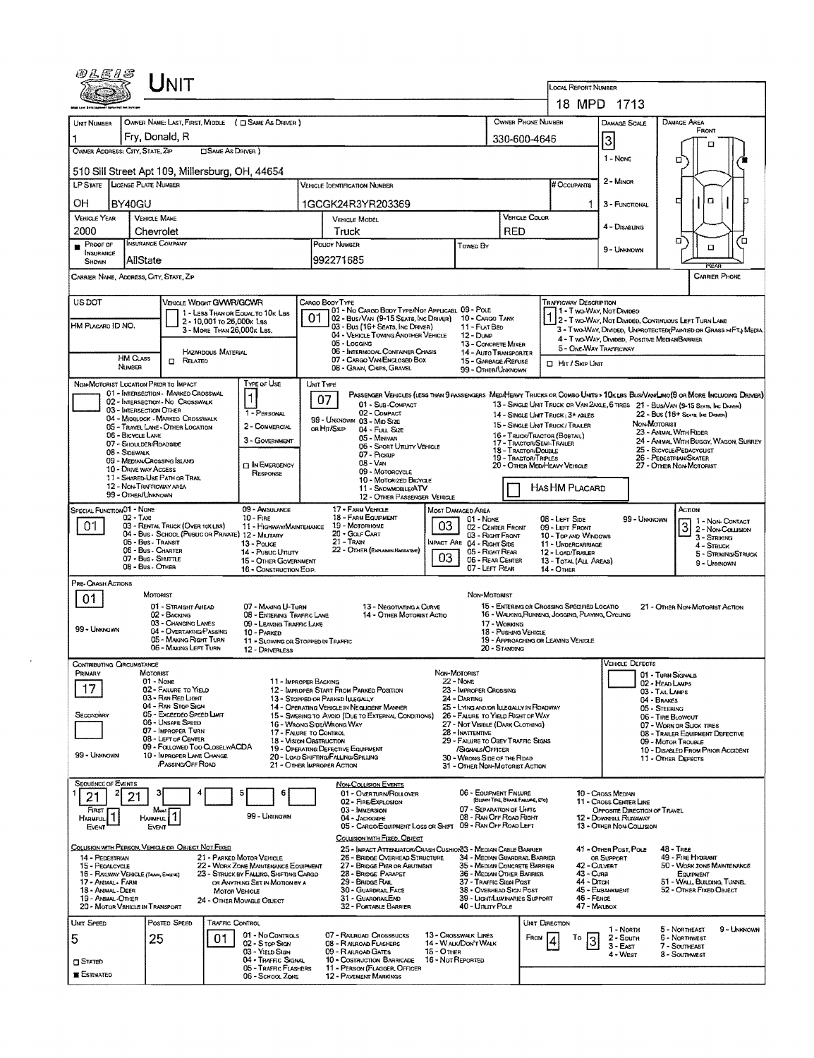# UNIT

**LOCAL REPORT NUMBER:** 18 MPD 1713

| UNIT NUMBER | OWNER NAME: LAST, FIRST, MIDDLE ( ☐ SAME AS DRIVER ) | OWNER PHONE NUMBER | DAMAGE SCALE | DAMAGE AREA |
|---|---|---|---|---|
| 1 | Fry, Donald, R | 330-600-4646 | 3 | FRONT |

**OWNER ADDRESS: CITY, STATE, ZIP** ☐ SAME AS DRIVER )
510 Sill Street Apt 109, Millersburg, OH, 44654

Damage Scale: 1 - NONE, 2 - MINOR, 3 - FUNCTIONAL, 4 - DISABLING, 9 - UNKNOWN

| LP STATE | LICENSE PLATE NUMBER | VEHICLE IDENTIFICATION NUMBER | # OCCUPANTS |
|---|---|---|---|
| OH | BY40GU | 1GCGK24R3YR203369 | 1 |

| VEHICLE YEAR | VEHICLE MAKE | VEHICLE MODEL | VEHICLE COLOR |
|---|---|---|---|
| 2000 | Chevrolet | Truck | RED |

| PROOF OF INSURANCE SHOWN | INSURANCE COMPANY | POLICY NUMBER | TOWED BY |
|---|---|---|---|
| ■ | AllState | 992271685 | |

CARRIER NAME, ADDRESS, CITY, STATE, ZIP — CARRIER PHONE

US DOT

VEHICLE WEIGHT GVWR/GCWR: 1 - LESS THAN OR EQUAL TO 10K LBS; 2 - 10,001 TO 26,000K LBS; 3 - MORE THAN 26,000K LBS.

HM PLACARD ID NO.

HM CLASS NUMBER — HAZARDOUS MATERIAL ☐ RELATED

CARGO BODY TYPE: **01**
01 - NO CARGO BODY TYPE/NOT APPLICABLE; 02 - BUS/VAN (9-15 SEATS, INC DRIVER); 03 - BUS (16+ SEATS, INC DRIVER); 04 - VEHICLE TOWING ANOTHER VEHICLE; 05 - LOGGING; 06 - INTERMODAL CONTAINER CHASIS; 07 - CARGO VAN/ENCLOSED BOX; 08 - GRAIN, CHIPS, GRAVEL; 09 - POLE; 10 - CARGO TANK; 11 - FLAT BED; 12 - DUMP; 13 - CONCRETE MIXER; 14 - AUTO TRANSPORTER; 15 - GARBAGE/REFUSE; 99 - OTHER/UNKNOWN

TRAFFICWAY DESCRIPTION: **1**
1 - TWO-WAY, NOT DIVIDED; 2 - TWO-WAY, NOT DIVIDED, CONTINUOUS LEFT TURN LANE; 3 - TWO-WAY, DIVIDED, UNPROTECTED(PAINTED OR GRASS >4FT.) MEDIA; 4 - TWO-WAY, DIVIDED, POSITIVE MEDIANBARRIER; 5 - ONE-WAY TRAFFICWAY
☐ HIT / SKIP UNIT

NON-MOTORIST LOCATION PRIOR TO IMPACT: 01 - INTERSECTION - MARKED CROSSWALK; 02 - INTERSECTION - NO CROSSWALK; 03 - INTERSECTION OTHER; 04 - MIDBLOCK - MARKED CROSSWALK; 05 - TRAVEL LANE - OTHER LOCATION; 06 - BICYCLE LANE; 07 - SHOULDER/ROADSIDE; 08 - SIDEWALK; 09 - MEDIAN/CROSSING ISLAND; 10 - DRIVE WAY ACCESS; 11 - SHARED-USE PATH OR TRAIL; 12 - NON-TRAFFICWAY AREA; 99 - OTHER/UNKNOWN

TYPE OF USE: **1**
1 - PERSONAL; 2 - COMMERCIAL; 3 - GOVERNMENT; ☐ IN EMERGENCY RESPONSE

UNIT TYPE: **07**
PASSENGER VEHICLES (LESS THAN 9 PASSENGERS MED/HEAVY TRUCKS OR COMBO UNITS > 10K LBS BUS/VAN/LIMO(9 OR MORE INCLUDING DRIVER)
01 - SUB-COMPACT; 02 - COMPACT; 99 - UNKNOWN 03 - MID SIZE; OR HIT/SKIP 04 - FULL SIZE; 05 - MINIVAN; 06 - SPORT UTILITY VEHICLE; 07 - PICKUP; 08 - VAN; 09 - MOTORCYCLE; 10 - MOTORIZED BICYCLE; 11 - SNOWMOBILE/ATV; 12 - OTHER PASSENGER VEHICLE
13 - SINGLE UNIT TRUCK OR VAN 2AXLE, 6 TIRES; 14 - SINGLE UNIT TRUCK; 3+ AXLES; 15 - SINGLE UNIT TRUCK / TRAILER; 16 - TRUCK/TRACTOR (BOBTAIL); 17 - TRACTOR/SEMI-TRAILER; 18 - TRACTOR/DOUBLE; 19 - TRACTOR/TRIPLES; 20 - OTHER MED/HEAVY VEHICLE
21 - BUS/VAN (9-15 SEATS, INC DRIVER); 22 - BUS (16+ SEATS, INC DRIVER)
NON-MOTORIST: 23 - ANIMAL WITH RIDER; 24 - ANIMAL WITH BUGGY, WAGON, SURREY; 25 - BICYCLE/PEDACYCLIST; 26 - PEDESTRIAN/SKATER; 27 - OTHER NON-MOTORIST
☐ HAS HM PLACARD

SPECIAL FUNCTION: **01**
01 - NONE; 02 - TAXI; 03 - RENTAL TRUCK (OVER 10K LBS); 04 - BUS - SCHOOL (PUBLIC OR PRIVATE); 05 - BUS - TRANSIT; 06 - BUS - CHARTER; 07 - BUS - SHUTTLE; 08 - BUS - OTHER; 09 - AMBULANCE; 10 - FIRE; 11 - HIGHWAY/MAINTENANCE; 12 - MILITARY; 13 - POLICE; 14 - PUBLIC UTILITY; 15 - OTHER GOVERNMENT; 16 - CONSTRUCTION EQIP.; 17 - FARM VEHICLE; 18 - FARM EQUIPMENT; 19 - MOTORHOME; 20 - GOLF CART; 21 - TRAIN; 22 - OTHER (EXPLAIN IN NARRATIVE)

MOST DAMAGED AREA: **03**; IMPACT AREA: **03**
01 - NONE; 02 - CENTER FRONT; 03 - RIGHT FRONT; 04 - RIGHT SIDE; 05 - RIGHT REAR; 06 - REAR CENTER; 07 - LEFT REAR; 08 - LEFT SIDE; 09 - LEFT FRONT; 10 - TOP AND WINDOWS; 11 - UNDERCARRIAGE; 12 - LOAD/TRAILER; 13 - TOTAL (ALL AREAS); 14 - OTHER; 99 - UNKNOWN

ACTION: **3**
1 - NON-CONTACT; 2 - NON-COLLISION; 3 - STRIKING; 4 - STRUCK; 5 - STRIKING/STRUCK; 9 - UNKNOWN

PRE-CRASH ACTIONS: **01**
MOTORIST: 01 - STRAIGHT AHEAD; 02 - BACKING; 03 - CHANGING LANES; 04 - OVERTAKING/PASSING; 05 - MAKING RIGHT TURN; 06 - MAKING LEFT TURN; 07 - MAKING U-TURN; 08 - ENTERING TRAFFIC LANE; 09 - LEAVING TRAFFIC LANE; 10 - PARKED; 11 - SLOWING OR STOPPED IN TRAFFIC; 12 - DRIVERLESS; 13 - NEGOTIATING A CURVE; 14 - OTHER MOTORIST ACTIO; 99 - UNKNOWN
NON-MOTORIST: 15 - ENTERING OR CROSSING SPECIFIED LOCATIO; 16 - WALKING,RUNNING, JOGGING, PLAYING, CYCLING; 17 - WORKING; 18 - PUSHING VEHICLE; 19 - APPROACHING OR LEAVING VEHICLE; 20 - STANDING; 21 - OTHER NON-MOTORIST ACTION

CONTRIBUTING CIRCUMSTANCE: PRIMARY **17**; SECONDARY (blank)
MOTORIST: 01 - NONE; 02 - FAILURE TO YIELD; 03 - RAN RED LIGHT; 04 - RAN STOP SIGN; 05 - EXCEEDED SPEED LIMIT; 06 - UNSAFE SPEED; 07 - IMPROPER TURN; 08 - LEFT OF CENTER; 09 - FOLLOWED TOO CLOSELY/ACDA; 10 - IMPROPER LANE CHANGE /PASSING/OFF ROAD; 11 - IMPROPER BACKING; 12 - IMPROPER START FROM PARKED POSITION; 13 - STOPPED OR PARKED ILLEGALLY; 14 - OPERATING VEHICLE IN NEGLIGENT MANNER; 15 - SWERING TO AVOID (DUE TO EXTERNAL CONDITIONS); 16 - WRONG SIDE/WRONG WAY; 17 - FAILURE TO CONTROL; 18 - VISION OBSTRUCTION; 19 - OPERATING DEFECTIVE EQUIPMENT; 20 - LOAD SHIFTING/FALLING/SPILLING; 21 - OTHER IMPROPER ACTION; 99 - UNKNOWN
NON-MOTORIST: 22 - NONE; 23 - IMPROPER CROSSING; 24 - DARTING; 25 - LYING AND/OR ILLEGALLY IN ROADWAY; 26 - FALURE TO YIELD RIGHT OF WAY; 27 - NOT VISIBLE (DARK CLOTHING); 28 - INATTENTIVE; 29 - FAILURE TO OBEY TRAFFIC SIGNS /SIGNALS/OFFICER; 30 - WRONG SIDE OF THE ROAD; 31 - OTHER NON-MOTORIST ACTION

VEHICLE DEFECTS: 01 - TURN SIGNALS; 02 - HEAD LAMPS; 03 - TAIL LAMPS; 04 - BRAKES; 05 - STEERING; 06 - TIRE BLOWOUT; 07 - WORN OR SLICK TIRES; 08 - TRAILER EQUIPMENT DEFECTIVE; 09 - MOTOR TROUBLE; 10 - DISABLED FROM PRIOR ACCIDENT; 11 - OTHER DEFECTS

SEQUENCE OF EVENTS: 1: **21**; 2: **21**; 3–6: (blank)
FIRST HARMFUL EVENT: **1**; MOST HARMFUL EVENT: **1**; 99 - UNKNOWN

NON-COLLISION EVENTS: 01 - OVERTURN/ROLLOVER; 02 - FIRE/EXPLOSION; 03 - IMMERSION; 04 - JACKKNIFE; 05 - CARGO/EQUIPMENT LOSS OR SHIFT; 06 - EQUIPMENT FAILURE (BLOWN TIRE, BRAKE FAILURE, ETC); 07 - SEPARATION OF UNITS; 08 - RAN OFF ROAD RIGHT; 09 - RAN OFF ROAD LEFT; 10 - CROSS MEDIAN; 11 - CROSS CENTER LINE OPPOSITE DIRECTION OF TRAVEL; 12 - DOWNHILL RUNAWAY; 13 - OTHER NON-COLLISION

COLLISION WITH PERSON, VEHICLE OR OBJECT NOT FIXED: 14 - PEDESTRIAN; 15 - PEDALCYCLE; 16 - RAILWAY VEHICLE (TRAIN, ENGINE); 17 - ANIMAL - FARM; 18 - ANIMAL - DEER; 19 - ANIMAL -OTHER; 20 - MOTOR VEHICLE IN TRANSPORT; 21 - PARKED MOTOR VEHICLE; 22 - WORK ZONE MAINTENANCE EQUIPMENT; 23 - STRUCK BY FALLING, SHIFTING CARGO OR ANYTHING SET IN MOTION BY A MOTOR VEHICLE; 24 - OTHER MOVABLE OBJECT

COLLISION WITH FIXED, OBJECT: 25 - IMPACT ATTENUATOR/CRASH CUSHION; 26 - BRIDGE OVERHEAD STRUCTURE; 27 - BRIDGE PIER OR ABUTMENT; 28 - BRIDGE PARAPET; 29 - BRIDGE RAIL; 30 - GUARDRAIL FACE; 31 - GUARDRAILEND; 32 - PORTABLE BARRIER; 33 - MEDIAN CABLE BARRIER; 34 - MEDIAN GUARDRAIL BARRIER; 35 - MEDIAN CONCRETE BARRIER; 36 - MEDIAN OTHER BARRIER; 37 - TRAFFIC SIGN POST; 38 - OVERHEAD SIGN POST; 39 - LIGHT/LUMINARIES SUPPORT; 40 - UTILITY POLE; 41 - OTHER POST, POLE OR SUPPORT; 42 - CULVERT; 43 - CURB; 44 - DITCH; 45 - EMBANKMENT; 46 - FENCE; 47 - MAILBOX; 48 - TREE; 49 - FIRE HYDRANT; 50 - WORK ZONE MAINTENANCE EQUIPMENT; 51 - WALL, BUILDING, TUNNEL; 52 - OTHER FIXED OBJECT

| UNIT SPEED | POSTED SPEED | TRAFFIC CONTROL | UNIT DIRECTION |
|---|---|---|---|
| 5 | 25 | 01 | FROM 4 TO 3 |

☐ STATED ■ ESTIMATED

TRAFFIC CONTROL: 01 - NO CONTROLS; 02 - STOP SIGN; 03 - YIELD SIGN; 04 - TRAFFIC SIGNAL; 05 - TRAFFIC FLASHERS; 06 - SCHOOL ZONE; 07 - RAILROAD CROSSBUCKS; 08 - RAILROAD FLASHERS; 09 - RAILROAD GATES; 10 - COSTRUCTION BARRICADE; 11 - PERSON (FLAGGER, OFFICER; 12 - PAVEMENT MARKINGS; 13 - CROSSWALK LINES; 14 - WALK/DON'T WALK; 15 - OTHER; 16 - NOT REPORTED

UNIT DIRECTION: 1 - NORTH; 2 - SOUTH; 3 - EAST; 4 - WEST; 5 - NORTHEAST; 6 - NORTHWEST; 7 - SOUTHEAST; 8 - SOUTHWEST; 9 - UNKNOWN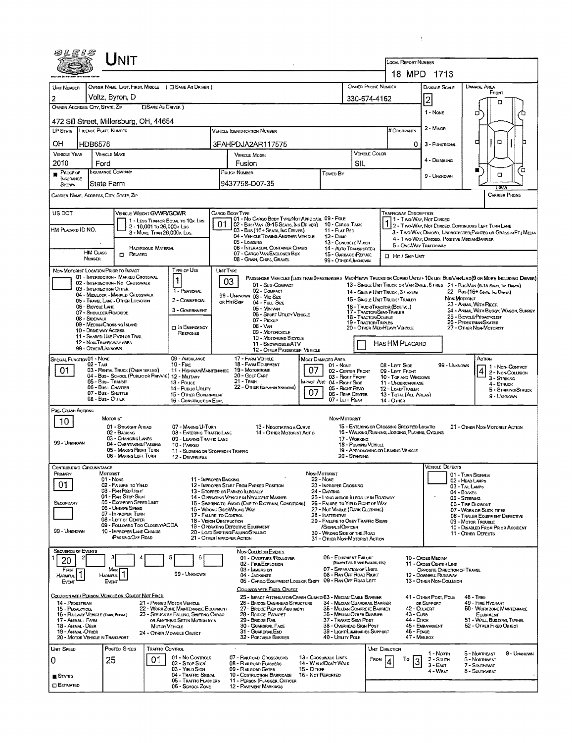# UNIT

**LOCAL REPORT NUMBER:** 18 MPD 1713

| Field | Value |
|---|---|
| Unit Number | 2 |
| Owner Name: Last, First, Middle | Voltz, Byron, D |
| Owner Phone Number | 330-674-4162 |
| Owner Address: City, State, Zip | 472 Sill Street, Millersburg, OH, 44654 |
| LP State | OH |
| License Plate Number | HDB6576 |
| Vehicle Identification Number | 3FAHPDJA2AR117575 |
| # Occupants | 0 |
| Vehicle Year | 2010 |
| Vehicle Make | Ford |
| Vehicle Model | Fusion |
| Vehicle Color | SIL |
| Proof of Insurance Shown | ■ |
| Insurance Company | State Farm |
| Policy Number | 9437758-D07-35 |
| Towed By | |
| Damage Scale | 2 |
| Carrier Name, Address, City, State, Zip | |
| Carrier Phone | |

**Damage Scale:** 1 - None; 2 - Minor; 3 - Functional; 4 - Disabling; 9 - Unknown

| Field | Value |
|---|---|
| US DOT | |
| Vehicle Weight GVWR/GCWR | (1 - Less than or equal to 10k lbs; 2 - 10,001 to 26,000k lbs; 3 - More than 26,000k lbs) |
| Cargo Body Type | 01 |
| Trafficway Description | 1 |
| HM Placard ID No. | |
| HM Class Number | |
| Hazardous Material Related | □ |
| Hit / Skip Unit | □ |

**Cargo Body Type:** 01 - No Cargo Body Type/Not Applicabl; 02 - Bus/Van (9-15 Seats, Inc Driver); 03 - Bus (16+ Seats, Inc Driver); 04 - Vehicle Towing Another Vehicle; 05 - Logging; 06 - Intermodal Container Chasis; 07 - Cargo Van/Enclosed Box; 08 - Grain, Chips, Gravel; 09 - Pole; 10 - Cargo Tank; 11 - Flat Bed; 12 - Dump; 13 - Concrete Mixer; 14 - Auto Transporter; 15 - Garbage/Refuse; 99 - Other/Unknown

**Trafficway Description:** 1 - Two-Way, Not Divided; 2 - Two-Way, Not Divided, Continuous Left Turn Lane; 3 - Two-Way, Divided, Unprotected (Painted or Grass >4Ft.) Media; 4 - Two-Way, Divided, Positive Median Barrier; 5 - One-Way Trafficway

| Field | Value |
|---|---|
| Non-Motorist Location Prior to Impact | |
| Type of Use | 1 |
| Unit Type | 03 |
| Has HM Placard | □ |

**Non-Motorist Location Prior to Impact:** 01 - Intersection - Marked Crosswalk; 02 - Intersection - No Crosswalk; 03 - Intersection Other; 04 - Midblock - Marked Crosswalk; 05 - Travel Lane - Other Location; 06 - Bicycle Lane; 07 - Shoulder/Roadside; 08 - Sidewalk; 09 - Median/Crossing Island; 10 - Drive way Access; 11 - Shared-Use Path or Trail; 12 - Non-Trafficway Area; 99 - Other/Unknown

**Type of Use:** 1 - Personal; 2 - Commercial; 3 - Government; □ In Emergency Response

**Unit Type:** Passenger Vehicles (less than 9 passengers): 01 - Sub-Compact; 02 - Compact; 99 - Unknown; 03 - Mid Size; or Hit/Skip 04 - Full Size; 05 - Minivan; 06 - Sport Utility Vehicle; 07 - Pickup; 08 - Van; 09 - Motorcycle; 10 - Motorized Bicycle; 11 - Snowmobile/ATV; 12 - Other Passenger Vehicle. Med/Heavy Trucks or Combo Units > 10k lbs: 13 - Single Unit Truck or Van 2axle, 6 tires; 14 - Single Unit Truck; 3+ axles; 15 - Single Unit Truck/Trailer; 16 - Truck/Tractor (Bobtail); 17 - Tractor/Semi-Trailer; 18 - Tractor/Double; 19 - Tractor/Triples; 20 - Other Med/Heavy Vehicle. Bus/Van/Limo (9 or more including driver): 21 - Bus/Van (9-15 Seats, Inc Driver); 22 - Bus (16+ Seats, Inc Driver). Non-Motorist: 23 - Animal With Rider; 24 - Animal With Buggy, Wagon, Surrey; 25 - Bicycle/Pedacyclist; 26 - Pedestrian/Skater; 27 - Other Non-Motorist

| Field | Value |
|---|---|
| Special Function | 01 |
| Most Damaged Area | 07 |
| Impact Area | 07 |
| Action | 4 |

**Special Function:** 01 - None; 02 - Taxi; 03 - Rental Truck (Over 10k lbs); 04 - Bus - School (Public or Private); 05 - Bus - Transit; 06 - Bus - Charter; 07 - Bus - Shuttle; 08 - Bus - Other; 09 - Ambulance; 10 - Fire; 11 - Highway/Maintenance; 12 - Military; 13 - Police; 14 - Public Utility; 15 - Other Government; 16 - Construction Eqip.; 17 - Farm Vehicle; 18 - Farm Equipment; 19 - Motorhome; 20 - Golf Cart; 21 - Train; 22 - Other (Explain in Narrative)

**Most Damaged Area / Impact Area:** 01 - None; 02 - Center Front; 03 - Right Front; 04 - Right Side; 05 - Right Rear; 06 - Rear Center; 07 - Left Rear; 08 - Left Side; 09 - Left Front; 10 - Top and Windows; 11 - Undercarriage; 12 - Load/Trailer; 13 - Total (All Areas); 14 - Other; 99 - Unknown

**Action:** 1 - Non-Contact; 2 - Non-Collision; 3 - Striking; 4 - Struck; 5 - Striking/Struck; 9 - Unknown

**Pre-Crash Actions:** 10

**Motorist:** 01 - Straight Ahead; 02 - Backing; 03 - Changing Lanes; 04 - Overtaking/Passing; 05 - Making Right Turn; 06 - Making Left Turn; 07 - Making U-Turn; 08 - Entering Traffic Lane; 09 - Leaving Traffic Lane; 10 - Parked; 11 - Slowing or Stopped in Traffic; 12 - Driverless; 13 - Negotiating a Curve; 14 - Other Motorist Actio; 99 - Unknown

**Non-Motorist:** 15 - Entering or Crossing Specified Locatio; 16 - Walking, Running, Jogging, Playing, Cycling; 17 - Working; 18 - Pushing Vehicle; 19 - Approaching or Leaving Vehicle; 20 - Standing; 21 - Other Non-Motorist Action

**Contributing Circumstance:** Primary: 01; Secondary: (blank)

**Motorist:** 01 - None; 02 - Failure to Yield; 03 - Ran Red Light; 04 - Ran Stop Sign; 05 - Exceeded Speed Limit; 06 - Unsafe Speed; 07 - Improper Turn; 08 - Left of Center; 09 - Followed Too Closely/ACDA; 10 - Improper Lane Change/Passing/Off Road; 11 - Improper Backing; 12 - Improper Start From Parked Position; 13 - Stopped or Parked Illegally; 14 - Operating Vehicle in Negligent Manner; 15 - Swering to Avoid (Due to External Conditions); 16 - Wrong Side/Wrong Way; 17 - Failure to Control; 18 - Vision Obstruction; 19 - Operating Defective Equipment; 20 - Load Shifting/Falling/Spilling; 21 - Other Improper Action; 99 - Unknown

**Non-Motorist:** 22 - None; 23 - Improper Crossing; 24 - Darting; 25 - Lying and/or Illegally in Roadway; 26 - Failure to Yield to Right of Way; 27 - Not Visible (Dark Clothing); 28 - Inattentive; 29 - Failure to Obey Traffic Signs/Signals/Officer; 30 - Wrong Side of the Road; 31 - Other Non-Motorist Action

**Vehicle Defects:** 01 - Turn Signals; 02 - Head Lamps; 03 - Tail Lamps; 04 - Brakes; 05 - Steering; 06 - Tire Blowout; 07 - Worn or Slick Tires; 08 - Trailer Equipment Defective; 09 - Motor Trouble; 10 - Disabled From Prior Accident; 11 - Other Defects

**Sequence of Events:** 1: 20; 2: ; 3: ; 4: ; 5: ; 6: ; First Harmful Event: 1; Most Harmful Event: 1; 99 - Unknown

**Non-Collision Events:** 01 - Overturn/Rollover; 02 - Fire/Explosion; 03 - Immersion; 04 - Jackknife; 05 - Cargo/Equipment Loss or Shift; 06 - Equipment Failure (Blown Tire, Brake Failure, etc); 07 - Separation of Units; 08 - Ran Off Road Right; 09 - Ran Off Road Left; 10 - Cross Median; 11 - Cross Center Line Opposite Direction of Travel; 12 - Downhill Runaway; 13 - Other Non-Collision

**Collision with Person, Vehicle or Object Not Fixed:** 14 - Pedestrian; 15 - Pedalcycle; 16 - Railway Vehicle (Train, Engine); 17 - Animal - Farm; 18 - Animal - Deer; 19 - Animal - Other; 20 - Motor Vehicle in Transport; 21 - Parked Motor Vehicle; 22 - Work Zone Maintenance Equipment; 23 - Struck by Falling, Shifting Cargo or Anything Set in Motion by a Motor Vehicle; 24 - Other Movable Object

**Collision with Fixed, Object:** 25 - Impact Attenuator/Crash Cushion; 26 - Bridge Overhead Structure; 27 - Bridge Pier or Abutment; 28 - Bridge Parapet; 29 - Bridge Rail; 30 - Guardrail Face; 31 - Guardrail End; 32 - Portable Barrier; 33 - Median Cable Barrier; 34 - Median Guardrail Barrier; 35 - Median Concrete Barrier; 36 - Median Other Barrier; 37 - Traffic Sign Post; 38 - Overhead Sign Post; 39 - Light/Luminaries Support; 40 - Utility Pole; 41 - Other Post, Pole or Support; 42 - Culvert; 43 - Curb; 44 - Ditch; 45 - Embankment; 46 - Fence; 47 - Mailbox; 48 - Tree; 49 - Fire Hydrant; 50 - Work Zone Maintenance Equipment; 51 - Wall, Building, Tunnel; 52 - Other Fixed Object

| Field | Value |
|---|---|
| Unit Speed | 0 |
| Posted Speed | 25 |
| Traffic Control | 01 |
| Unit Direction | From 4 To 3 |
| Stated / Estimated | ■ Stated |

**Traffic Control:** 01 - No Controls; 02 - Stop Sign; 03 - Yield Sign; 04 - Traffic Signal; 05 - Traffic Flashers; 06 - School Zone; 07 - Railroad Crossbucks; 08 - Railroad Flashers; 09 - Railroad Gates; 10 - Costruction Barricade; 11 - Person (Flagger, Officer; 12 - Pavement Markings; 13 - Crosswalk Lines; 14 - Walk/Don't Walk; 15 - Other; 16 - Not Reported

**Unit Direction:** 1 - North; 2 - South; 3 - East; 4 - West; 5 - Northeast; 6 - Northwest; 7 - Southeast; 8 - Southwest; 9 - Unknown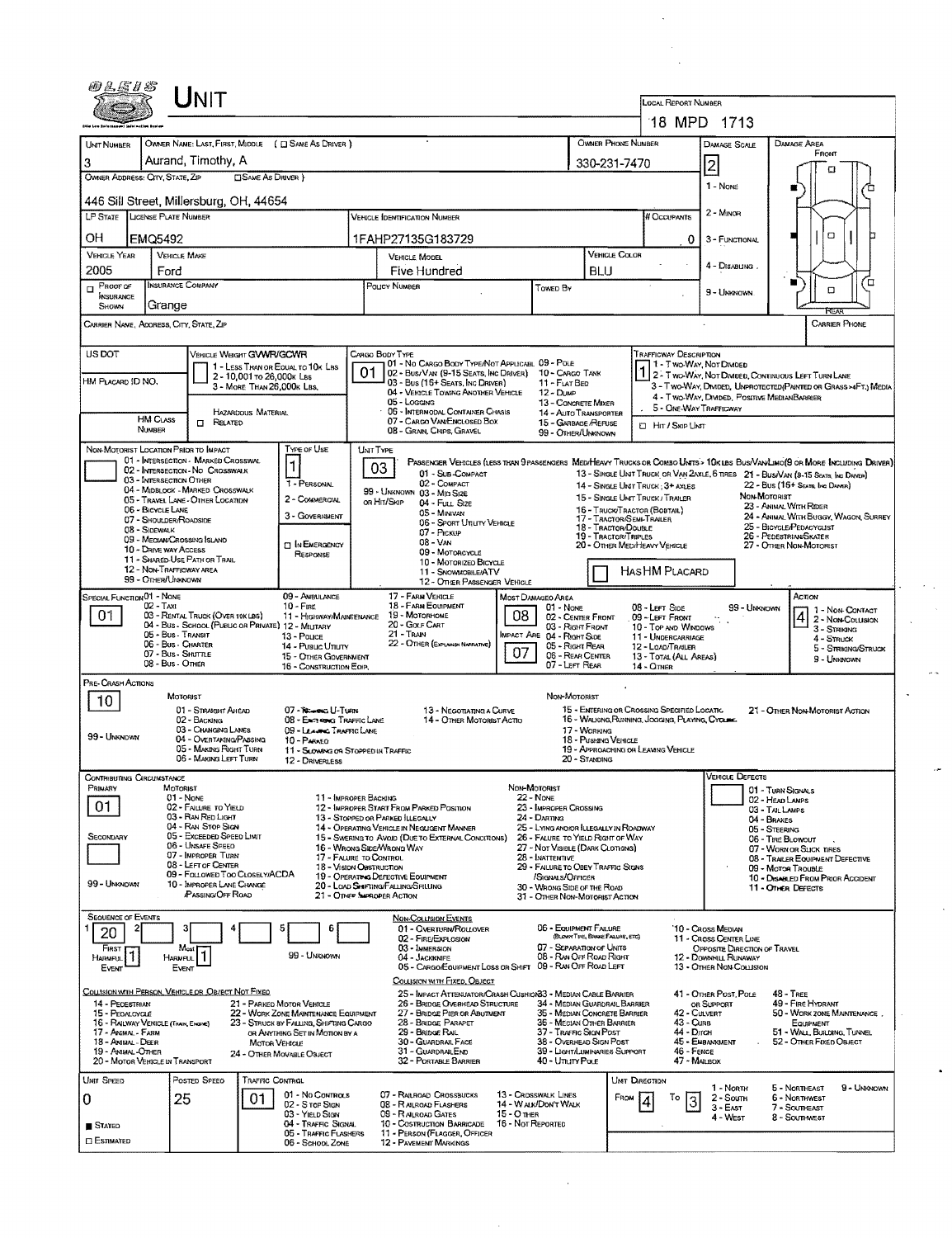# UNIT

**LOCAL REPORT NUMBER:** 18 MPD 1713

| UNIT NUMBER | OWNER NAME: LAST, FIRST, MIDDLE (☐ SAME AS DRIVER) | OWNER PHONE NUMBER | DAMAGE SCALE | DAMAGE AREA |
|---|---|---|---|---|
| 3 | Aurand, Timothy, A | 330-231-7470 | 2 | FRONT |

OWNER ADDRESS: CITY, STATE, ZIP (☐ SAME AS DRIVER): 446 Sill Street, Millersburg, OH, 44654

| LP STATE | LICENSE PLATE NUMBER | VEHICLE IDENTIFICATION NUMBER | # OCCUPANTS |
|---|---|---|---|
| OH | EMQ5492 | 1FAHP27135G183729 | 0 |

| VEHICLE YEAR | VEHICLE MAKE | VEHICLE MODEL | VEHICLE COLOR |
|---|---|---|---|
| 2005 | Ford | Five Hundred | BLU |

| ☐ PROOF OF INSURANCE SHOWN | INSURANCE COMPANY | POLICY NUMBER | TOWED BY |
|---|---|---|---|
| | Grange | | |

DAMAGE SCALE: 1 - NONE, 2 - MINOR, 3 - FUNCTIONAL, 4 - DISABLING, 9 - UNKNOWN

CARRIER NAME, ADDRESS, CITY, STATE, ZIP — CARRIER PHONE

US DOT — HM PLACARD ID NO. — HM CLASS NUMBER — ☐ HAZARDOUS MATERIAL RELATED

VEHICLE WEIGHT GVWR/GCWR: 1 - LESS THAN OR EQUAL TO 10K LBS; 2 - 10,001 TO 26,000K LBS; 3 - MORE THAN 26,000K LBS.

CARGO BODY TYPE: **01** — 01 - NO CARGO BODY TYPE/NOT APPLICABLE; 02 - BUS/VAN (9-15 SEATS, INC DRIVER); 03 - BUS (16+ SEATS, INC DRIVER); 04 - VEHICLE TOWING ANOTHER VEHICLE; 05 - LOGGING; 06 - INTERMODAL CONTAINER CHASIS; 07 - CARGO VAN/ENCLOSED BOX; 08 - GRAIN, CHIPS, GRAVEL; 09 - POLE; 10 - CARGO TANK; 11 - FLAT BED; 12 - DUMP; 13 - CONCRETE MIXER; 14 - AUTO TRANSPORTER; 15 - GARBAGE/REFUSE; 99 - OTHER/UNKNOWN

TRAFFICWAY DESCRIPTION: **1** — 1 - TWO-WAY, NOT DIVIDED; 2 - TWO-WAY, NOT DIVIDED, CONTINUOUS LEFT TURN LANE; 3 - TWO-WAY, DIVIDED, UNPROTECTED (PAINTED OR GRASS >4FT.) MEDIA; 4 - TWO-WAY, DIVIDED, POSITIVE MEDIAN BARRIER; 5 - ONE-WAY TRAFFICWAY; ☐ HIT / SKIP UNIT

NON-MOTORIST LOCATION PRIOR TO IMPACT: 01 - INTERSECTION - MARKED CROSSWALK; 02 - INTERSECTION - NO CROSSWALK; 03 - INTERSECTION OTHER; 04 - MIDBLOCK - MARKED CROSSWALK; 05 - TRAVEL LANE - OTHER LOCATION; 06 - BICYCLE LANE; 07 - SHOULDER/ROADSIDE; 08 - SIDEWALK; 09 - MEDIAN/CROSSING ISLAND; 10 - DRIVE WAY ACCESS; 11 - SHARED-USE PATH OR TRAIL; 12 - NON-TRAFFICWAY AREA; 99 - OTHER/UNKNOWN

TYPE OF USE: **1** — 1 - PERSONAL; 2 - COMMERCIAL; 3 - GOVERNMENT; ☐ IN EMERGENCY RESPONSE

UNIT TYPE: **03** — PASSENGER VEHICLES (LESS THAN 9 PASSENGERS): 01 - SUB-COMPACT; 02 - COMPACT; 99 - UNKNOWN 03 - MID SIZE; OR HIT/SKIP 04 - FULL SIZE; 05 - MINIVAN; 06 - SPORT UTILITY VEHICLE; 07 - PICKUP; 08 - VAN; 09 - MOTORCYCLE; 10 - MOTORIZED BICYCLE; 11 - SNOWMOBILE/ATV; 12 - OTHER PASSENGER VEHICLE. MED/HEAVY TRUCKS OR COMBO UNITS > 10K LBS: 13 - SINGLE UNIT TRUCK OR VAN 2AXLE, 6 TIRES; 14 - SINGLE UNIT TRUCK; 3+ AXLES; 15 - SINGLE UNIT TRUCK / TRAILER; 16 - TRUCK/TRACTOR (BOBTAIL); 17 - TRACTOR/SEMI-TRAILER; 18 - TRACTOR/DOUBLE; 19 - TRACTOR/TRIPLES; 20 - OTHER MED/HEAVY VEHICLE. BUS/VAN/LIMO (9 OR MORE INCLUDING DRIVER): 21 - BUS/VAN (9-15 SEATS, INC DRIVER); 22 - BUS (16+ SEATS, INC DRIVER). NON-MOTORIST: 23 - ANIMAL WITH RIDER; 24 - ANIMAL WITH BUGGY, WAGON, SURREY; 25 - BICYCLE/PEDACYCLIST; 26 - PEDESTRIAN/SKATER; 27 - OTHER NON-MOTORIST. ☐ HAS HM PLACARD

SPECIAL FUNCTION: **01** — 01 - NONE; 02 - TAXI; 03 - RENTAL TRUCK (OVER 10K LBS); 04 - BUS - SCHOOL (PUBLIC OR PRIVATE); 05 - BUS - TRANSIT; 06 - BUS - CHARTER; 07 - BUS - SHUTTLE; 08 - BUS - OTHER; 09 - AMBULANCE; 10 - FIRE; 11 - HIGHWAY/MAINTENANCE; 12 - MILITARY; 13 - POLICE; 14 - PUBLIC UTILITY; 15 - OTHER GOVERNMENT; 16 - CONSTRUCTION EQIP.; 17 - FARM VEHICLE; 18 - FARM EQUIPMENT; 19 - MOTORHOME; 20 - GOLF CART; 21 - TRAIN; 22 - OTHER (EXPLAIN IN NARRATIVE)

MOST DAMAGED AREA: **08**; IMPACT AREA: **07** — 01 - NONE; 02 - CENTER FRONT; 03 - RIGHT FRONT; 04 - RIGHT SIDE; 05 - RIGHT REAR; 06 - REAR CENTER; 07 - LEFT REAR; 08 - LEFT SIDE; 09 - LEFT FRONT; 10 - TOP AND WINDOWS; 11 - UNDERCARRIAGE; 12 - LOAD/TRAILER; 13 - TOTAL (ALL AREAS); 14 - OTHER; 99 - UNKNOWN

ACTION: **4** — 1 - NON-CONTACT; 2 - NON-COLLISION; 3 - STRIKING; 4 - STRUCK; 5 - STRIKING/STRUCK; 9 - UNKNOWN

PRE-CRASH ACTIONS: **10** — MOTORIST: 01 - STRAIGHT AHEAD; 02 - BACKING; 03 - CHANGING LANES; 04 - OVERTAKING/PASSING; 05 - MAKING RIGHT TURN; 06 - MAKING LEFT TURN; 07 - MAKING U-TURN; 08 - ENTERING TRAFFIC LANE; 09 - LEAVING TRAFFIC LANE; 10 - PARKED; 11 - SLOWING OR STOPPED IN TRAFFIC; 12 - DRIVERLESS; 13 - NEGOTIATING A CURVE; 14 - OTHER MOTORIST ACTIO; 99 - UNKNOWN. NON-MOTORIST: 15 - ENTERING OR CROSSING SPECIFIED LOCATIO; 16 - WALKING, RUNNING, JOGGING, PLAYING, CYCLING; 17 - WORKING; 18 - PUSHING VEHICLE; 19 - APPROACHING OR LEAVING VEHICLE; 20 - STANDING; 21 - OTHER NON-MOTORIST ACTION

CONTRIBUTING CIRCUMSTANCE: PRIMARY **01**; SECONDARY — MOTORIST: 01 - NONE; 02 - FAILURE TO YIELD; 03 - RAN RED LIGHT; 04 - RAN STOP SIGN; 05 - EXCEEDED SPEED LIMIT; 06 - UNSAFE SPEED; 07 - IMPROPER TURN; 08 - LEFT OF CENTER; 09 - FOLLOWED TOO CLOSELY/ACDA; 10 - IMPROPER LANE CHANGE /PASSING/OFF ROAD; 11 - IMPROPER BACKING; 12 - IMPROPER START FROM PARKED POSITION; 13 - STOPPED OR PARKED ILLEGALLY; 14 - OPERATING VEHICLE IN NEGLIGENT MANNER; 15 - SWERING TO AVOID (DUE TO EXTERNAL CONDITIONS); 16 - WRONG SIDE/WRONG WAY; 17 - FAILURE TO CONTROL; 18 - VISION OBSTRUCTION; 19 - OPERATING DEFECTIVE EQUIPMENT; 20 - LOAD SHIFTING/FALLING/SPILLING; 21 - OTHER IMPROPER ACTION; 99 - UNKNOWN. NON-MOTORIST: 22 - NONE; 23 - IMPROPER CROSSING; 24 - DARTING; 25 - LYING AND/OR ILLEGALLY IN ROADWAY; 26 - FAILURE TO YIELD RIGHT OF WAY; 27 - NOT VISIBLE (DARK CLOTHING); 28 - INATTENTIVE; 29 - FAILURE TO OBEY TRAFFIC SIGNS /SIGNALS/OFFICER; 30 - WRONG SIDE OF THE ROAD; 31 - OTHER NON-MOTORIST ACTION

VEHICLE DEFECTS: 01 - TURN SIGNALS; 02 - HEAD LAMPS; 03 - TAIL LAMPS; 04 - BRAKES; 05 - STEERING; 06 - TIRE BLOWOUT; 07 - WORN OR SLICK TIRES; 08 - TRAILER EQUIPMENT DEFECTIVE; 09 - MOTOR TROUBLE; 10 - DISABLED FROM PRIOR ACCIDENT; 11 - OTHER DEFECTS

SEQUENCE OF EVENTS: 1: **20**; 2; 3; 4; 5; 6 — FIRST HARMFUL EVENT: **1**; MOST HARMFUL EVENT: **1**; 99 - UNKNOWN

NON-COLLISION EVENTS: 01 - OVERTURN/ROLLOVER; 02 - FIRE/EXPLOSION; 03 - IMMERSION; 04 - JACKKNIFE; 05 - CARGO/EQUIPMENT LOSS OR SHIFT; 06 - EQUIPMENT FAILURE (BLOWN TIRE, BRAKE FAILURE, ETC); 07 - SEPARATION OF UNITS; 08 - RAN OFF ROAD RIGHT; 09 - RAN OFF ROAD LEFT; 10 - CROSS MEDIAN; 11 - CROSS CENTER LINE OPPOSITE DIRECTION OF TRAVEL; 12 - DOWNHILL RUNAWAY; 13 - OTHER NON-COLLISION

COLLISION WITH PERSON, VEHICLE OR OBJECT NOT FIXED: 14 - PEDESTRIAN; 15 - PEDALCYCLE; 16 - RAILWAY VEHICLE (TRAIN, ENGINE); 17 - ANIMAL - FARM; 18 - ANIMAL - DEER; 19 - ANIMAL - OTHER; 20 - MOTOR VEHICLE IN TRANSPORT; 21 - PARKED MOTOR VEHICLE; 22 - WORK ZONE MAINTENANCE EQUIPMENT; 23 - STRUCK BY FALLING, SHIFTING CARGO OR ANYTHING SET IN MOTION BY A MOTOR VEHICLE; 24 - OTHER MOVABLE OBJECT

COLLISION WITH FIXED, OBJECT: 25 - IMPACT ATTENUATOR/CRASH CUSHION; 26 - BRIDGE OVERHEAD STRUCTURE; 27 - BRIDGE PIER OR ABUTMENT; 28 - BRIDGE PARAPET; 29 - BRIDGE RAIL; 30 - GUARDRAIL FACE; 31 - GUARDRAIL END; 32 - PORTABLE BARRIER; 33 - MEDIAN CABLE BARRIER; 34 - MEDIAN GUARDRAIL BARRIER; 35 - MEDIAN CONCRETE BARRIER; 36 - MEDIAN OTHER BARRIER; 37 - TRAFFIC SIGN POST; 38 - OVERHEAD SIGN POST; 39 - LIGHT/LUMINARIES SUPPORT; 40 - UTILITY POLE; 41 - OTHER POST, POLE OR SUPPORT; 42 - CULVERT; 43 - CURB; 44 - DITCH; 45 - EMBANKMENT; 46 - FENCE; 47 - MAILBOX; 48 - TREE; 49 - FIRE HYDRANT; 50 - WORK ZONE MAINTENANCE EQUIPMENT; 51 - WALL, BUILDING, TUNNEL; 52 - OTHER FIXED OBJECT

| UNIT SPEED | POSTED SPEED | TRAFFIC CONTROL | UNIT DIRECTION |
|---|---|---|---|
| 0 | 25 | 01 | FROM 4 TO 3 |

■ STATED ☐ ESTIMATED

TRAFFIC CONTROL: 01 - NO CONTROLS; 02 - STOP SIGN; 03 - YIELD SIGN; 04 - TRAFFIC SIGNAL; 05 - TRAFFIC FLASHERS; 06 - SCHOOL ZONE; 07 - RAILROAD CROSSBUCKS; 08 - RAILROAD FLASHERS; 09 - RAILROAD GATES; 10 - COSTRUCTION BARRICADE; 11 - PERSON (FLAGGER, OFFICER); 12 - PAVEMENT MARKINGS; 13 - CROSSWALK LINES; 14 - WALK/DON'T WALK; 15 - OTHER; 16 - NOT REPORTED

UNIT DIRECTION: 1 - NORTH; 2 - SOUTH; 3 - EAST; 4 - WEST; 5 - NORTHEAST; 6 - NORTHWEST; 7 - SOUTHEAST; 8 - SOUTHWEST; 9 - UNKNOWN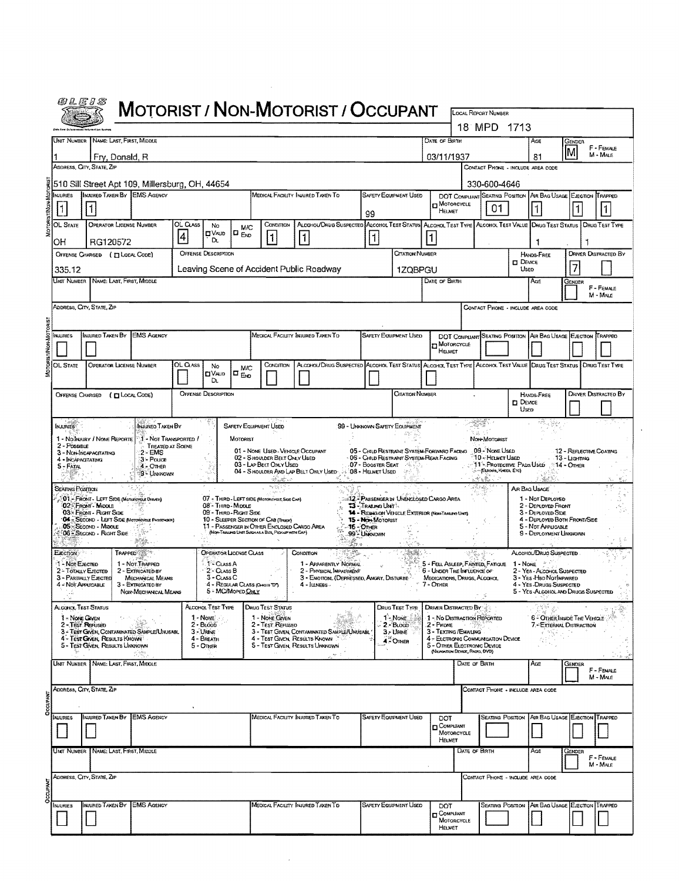# MOTORIST / NON-MOTORIST / OCCUPANT

LOCAL REPORT NUMBER: 18 MPD 1713

## MOTORIST/NON-MOTORIST

| UNIT NUMBER | NAME: LAST, FIRST, MIDDLE | DATE OF BIRTH | AGE | GENDER (F - FEMALE, M - MALE) |
|---|---|---|---|---|
| 1 | Fry, Donald, R | 03/11/1937 | 81 | M |

| ADDRESS, CITY, STATE, ZIP | CONTACT PHONE - INCLUDE AREA CODE |
|---|---|
| 510 Sill Street Apt 109, Millersburg, OH, 44654 | 330-600-4646 |

| INJURIES | INJURED TAKEN BY | EMS AGENCY | MEDICAL FACILITY INJURED TAKEN TO | SAFETY EQUIPMENT USED | DOT COMPLIANT MOTORCYCLE HELMET | SEATING POSITION | AIR BAG USAGE | EJECTION | TRAPPED |
|---|---|---|---|---|---|---|---|---|---|
| 1 | 1 | | | 99 | | 01 | 1 | 1 | 1 |

| OL STATE | OPERATOR LICENSE NUMBER | OL CLASS | NO VALID DL | M/C END | CONDITION | ALCOHOL/DRUG SUSPECTED | ALCOHOL TEST STATUS | ALCOHOL TEST TYPE | ALCOHOL TEST VALUE | DRUG TEST STATUS | DRUG TEST TYPE |
|---|---|---|---|---|---|---|---|---|---|---|---|
| OH | RG120572 | 4 | | | 1 | 1 | 1 | 1 | | 1 | 1 |

| OFFENSE CHARGED ( LOCAL CODE) | OFFENSE DESCRIPTION | CITATION NUMBER | HANDS-FREE DEVICE USED | DRIVER DISTRACTED BY |
|---|---|---|---|---|
| 335.12 | Leaving Scene of Accident Public Roadway | 1ZQBPGU | | 7 |

## MOTORIST/NON-MOTORIST

| UNIT NUMBER | NAME: LAST, FIRST, MIDDLE | DATE OF BIRTH | AGE | GENDER (F - FEMALE, M - MALE) |
|---|---|---|---|---|
| | | | | |

| ADDRESS, CITY, STATE, ZIP | CONTACT PHONE - INCLUDE AREA CODE |
|---|---|
| | |

| INJURIES | INJURED TAKEN BY | EMS AGENCY | MEDICAL FACILITY INJURED TAKEN TO | SAFETY EQUIPMENT USED | DOT COMPLIANT MOTORCYCLE HELMET | SEATING POSITION | AIR BAG USAGE | EJECTION | TRAPPED |
|---|---|---|---|---|---|---|---|---|---|
| | | | | | | | | | |

| OL STATE | OPERATOR LICENSE NUMBER | OL CLASS | NO VALID DL | M/C END | CONDITION | ALCOHOL/DRUG SUSPECTED | ALCOHOL TEST STATUS | ALCOHOL TEST TYPE | ALCOHOL TEST VALUE | DRUG TEST STATUS | DRUG TEST TYPE |
|---|---|---|---|---|---|---|---|---|---|---|---|
| | | | | | | | | | | | |

| OFFENSE CHARGED ( LOCAL CODE) | OFFENSE DESCRIPTION | CITATION NUMBER | HANDS-FREE DEVICE USED | DRIVER DISTRACTED BY |
|---|---|---|---|---|
| | | | | |

## Codes

**INJURIES:** 1 - No Injury / None Reported; 2 - Possible; 3 - Non-Incapacitating; 4 - Incapacitating; 5 - Fatal

**INJURED TAKEN BY:** 1 - Not Transported / Treated at Scene; 2 - EMS; 3 - Police; 4 - Other; 9 - Unknown

**SAFETY EQUIPMENT USED:** 99 - Unknown Safety Equipment

Motorist: 01 - None Used - Vehicle Occupant; 02 - Shoulder Belt Only Used; 03 - Lap Belt Only Used; 04 - Shoulder and Lap Belt Only Used; 05 - Child Restraint System-Forward Facing; 06 - Child Restraint System-Rear Facing; 07 - Booster Seat; 08 - Helmet Used

Non-Motorist: 09 - None Used; 10 - Helmet Used; 11 - Protective Pads Used (Elbows, Knees, Etc); 12 - Reflective Coating; 13 - Lighting; 14 - Other

**SEATING POSITION:** 01 - Front - Left Side (Motorcycle Driver); 02 - Front - Middle; 03 - Front - Right Side; 04 - Second - Left Side (Motorcycle Passenger); 05 - Second - Middle; 06 - Second - Right Side; 07 - Third - Left Side (Motorcycle Side Car); 08 - Third - Middle; 09 - Third - Right Side; 10 - Sleeper Section of Cab (Truck); 11 - Passenger in Other Enclosed Cargo Area (Non-Trailing Unit Such as a Bus, Pick-up with Cap); 12 - Passenger in Unenclosed Cargo Area; 13 - Trailing Unit; 14 - Riding on Vehicle Exterior (Non-Trailing Unit); 15 - Non-Motorist; 16 - Other; 99 - Unknown

**AIR BAG USAGE:** 1 - Not Deployed; 2 - Deployed Front; 3 - Deployed Side; 4 - Deployed Both Front/Side; 5 - Not Applicable; 9 - Deployment Unknown

**EJECTION:** 1 - Not Ejected; 2 - Totally Ejected; 3 - Partially Ejected; 4 - Not Applicable

**TRAPPED:** 1 - Not Trapped; 2 - Extricated by Mechanical Means; 3 - Extricated by Non-Mechanical Means

**OPERATOR LICENSE CLASS:** 1 - Class A; 2 - Class B; 3 - Class C; 4 - Regular Class (Ohio's "D"); 5 - MC/Moped Only

**CONDITION:** 1 - Apparently Normal; 2 - Physical Impairment; 3 - Emotional (Depressed, Angry, Disturbed); 4 - Illness; 5 - Fell Asleep, Fainted, Fatigue; 6 - Under the Influence of Medications, Drugs, Alcohol; 7 - Other

**ALCOHOL/DRUG SUSPECTED:** 1 - None; 2 - Yes - Alcohol Suspected; 3 - Yes - HBD Not Impaired; 4 - Yes - Drugs Suspected; 5 - Yes - Alcohol and Drugs Suspected

**ALCOHOL TEST STATUS:** 1 - None Given; 2 - Test Refused; 3 - Test Given, Contaminated Sample/Unusable; 4 - Test Given, Results Known; 5 - Test Given, Results Unknown

**ALCOHOL TEST TYPE:** 1 - None; 2 - Blood; 3 - Urine; 4 - Breath; 5 - Other

**DRUG TEST STATUS:** 1 - None Given; 2 - Test Refused; 3 - Test Given, Contaminated Sample/Unusable; 4 - Test Given, Results Known; 5 - Test Given, Results Unknown

**DRUG TEST TYPE:** 1 - None; 2 - Blood; 3 - Urine; 4 - Other

**DRIVER DISTRACTED BY:** 1 - No Distraction Reported; 2 - Phone; 3 - Texting /Emailing; 4 - Electronic Communication Device; 5 - Other Electronic Device (Navigation Device, Radio, DVD); 6 - Other Inside the Vehicle; 7 - External Distraction

## OCCUPANT

| UNIT NUMBER | NAME: LAST, FIRST, MIDDLE | DATE OF BIRTH | AGE | GENDER (F - FEMALE, M - MALE) |
|---|---|---|---|---|
| | | | | |

| ADDRESS, CITY, STATE, ZIP | CONTACT PHONE - INCLUDE AREA CODE |
|---|---|
| | |

| INJURIES | INJURED TAKEN BY | EMS AGENCY | MEDICAL FACILITY INJURED TAKEN TO | SAFETY EQUIPMENT USED | DOT COMPLIANT MOTORCYCLE HELMET | SEATING POSITION | AIR BAG USAGE | EJECTION | TRAPPED |
|---|---|---|---|---|---|---|---|---|---|
| | | | | | | | | | |

## OCCUPANT

| UNIT NUMBER | NAME: LAST, FIRST, MIDDLE | DATE OF BIRTH | AGE | GENDER (F - FEMALE, M - MALE) |
|---|---|---|---|---|
| | | | | |

| ADDRESS, CITY, STATE, ZIP | CONTACT PHONE - INCLUDE AREA CODE |
|---|---|
| | |

| INJURIES | INJURED TAKEN BY | EMS AGENCY | MEDICAL FACILITY INJURED TAKEN TO | SAFETY EQUIPMENT USED | DOT COMPLIANT MOTORCYCLE HELMET | SEATING POSITION | AIR BAG USAGE | EJECTION | TRAPPED |
|---|---|---|---|---|---|---|---|---|---|
| | | | | | | | | | |